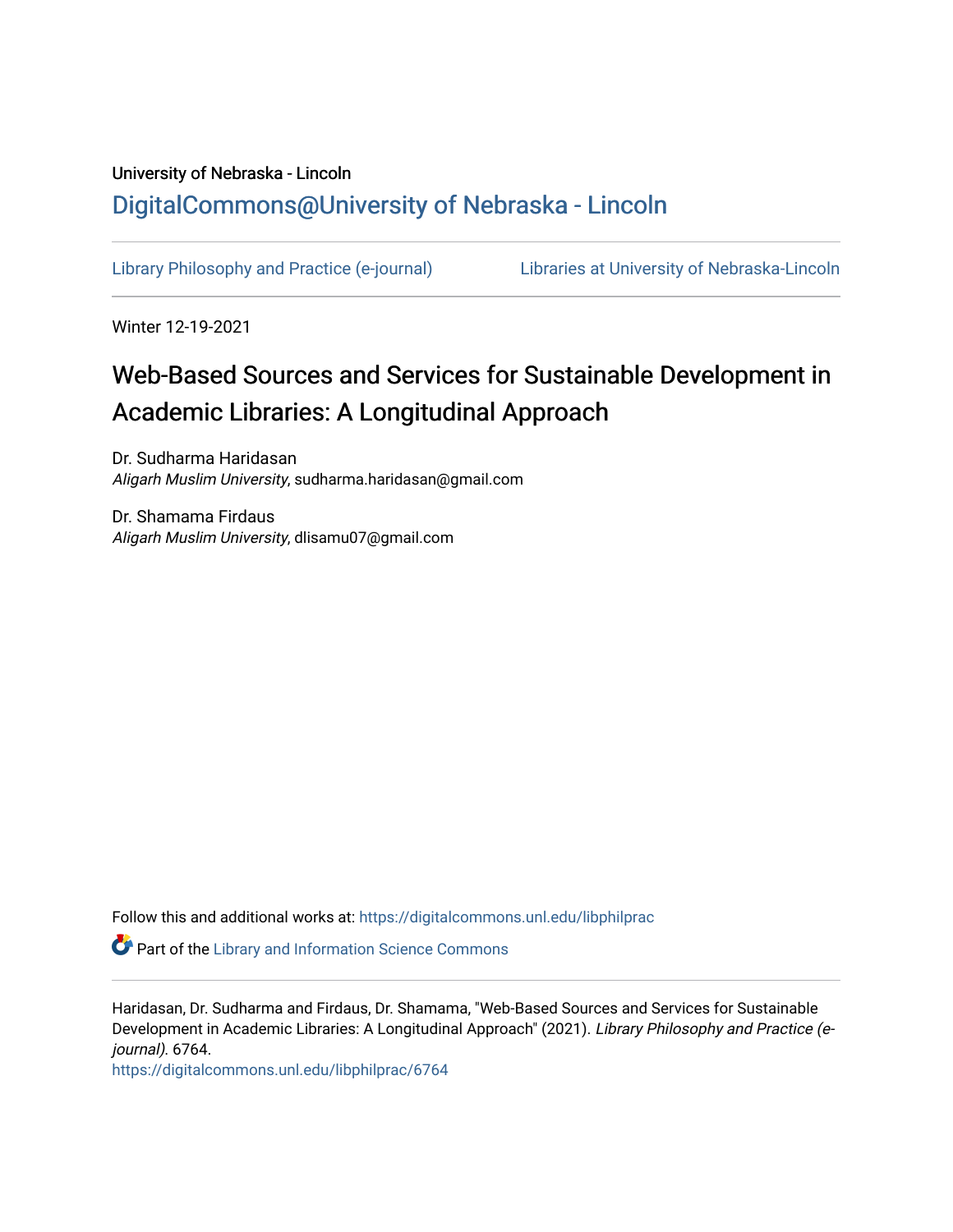University of Nebraska - Lincoln

DigitalCommons@University of Nebraska - Lincoln

Library Philosophy and Practice (e-journal) — Libraries at University of Nebraska-Lincoln

Winter 12-19-2021

# Web-Based Sources and Services for Sustainable Development in Academic Libraries: A Longitudinal Approach

Dr. Sudharma Haridasan
*Aligarh Muslim University*, sudharma.haridasan@gmail.com

Dr. Shamama Firdaus
*Aligarh Muslim University*, dlisamu07@gmail.com

Follow this and additional works at: https://digitalcommons.unl.edu/libphilprac

Part of the Library and Information Science Commons

Haridasan, Dr. Sudharma and Firdaus, Dr. Shamama, "Web-Based Sources and Services for Sustainable Development in Academic Libraries: A Longitudinal Approach" (2021). *Library Philosophy and Practice (e-journal)*. 6764.
https://digitalcommons.unl.edu/libphilprac/6764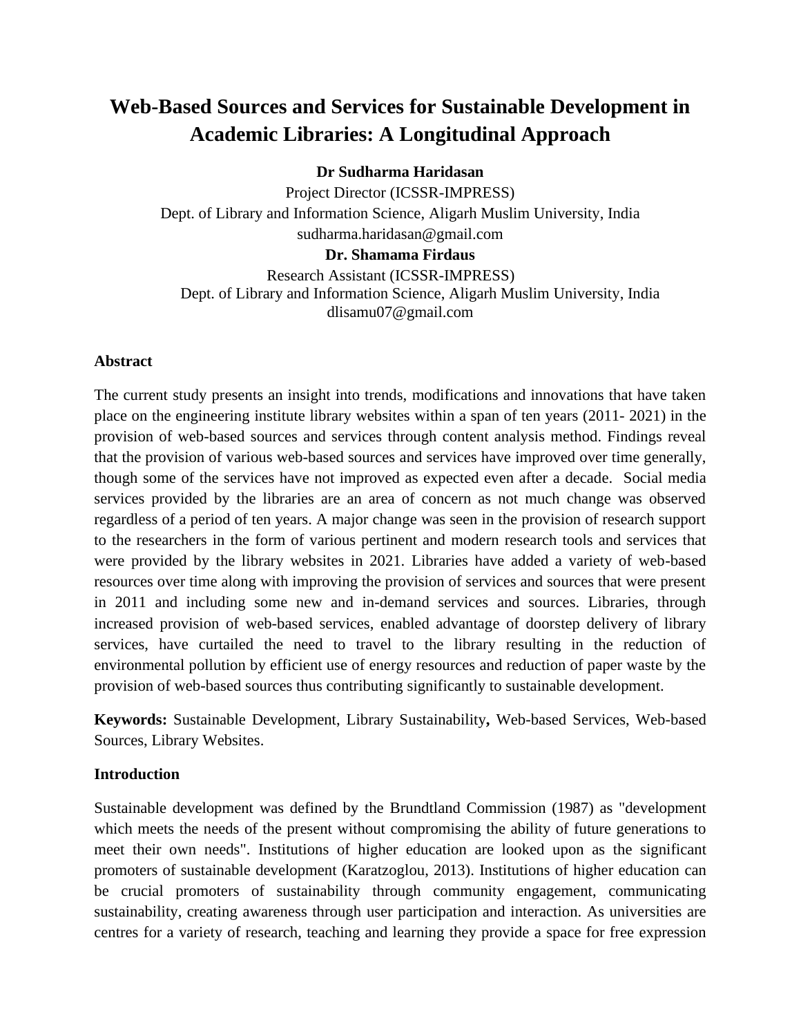# Web-Based Sources and Services for Sustainable Development in Academic Libraries: A Longitudinal Approach

**Dr Sudharma Haridasan**

Project Director (ICSSR-IMPRESS)
Dept. of Library and Information Science, Aligarh Muslim University, India
sudharma.haridasan@gmail.com

**Dr. Shamama Firdaus**

Research Assistant (ICSSR-IMPRESS)
Dept. of Library and Information Science, Aligarh Muslim University, India
dlisamu07@gmail.com

**Abstract**

The current study presents an insight into trends, modifications and innovations that have taken place on the engineering institute library websites within a span of ten years (2011- 2021) in the provision of web-based sources and services through content analysis method. Findings reveal that the provision of various web-based sources and services have improved over time generally, though some of the services have not improved as expected even after a decade. Social media services provided by the libraries are an area of concern as not much change was observed regardless of a period of ten years. A major change was seen in the provision of research support to the researchers in the form of various pertinent and modern research tools and services that were provided by the library websites in 2021. Libraries have added a variety of web-based resources over time along with improving the provision of services and sources that were present in 2011 and including some new and in-demand services and sources. Libraries, through increased provision of web-based services, enabled advantage of doorstep delivery of library services, have curtailed the need to travel to the library resulting in the reduction of environmental pollution by efficient use of energy resources and reduction of paper waste by the provision of web-based sources thus contributing significantly to sustainable development.

**Keywords:** Sustainable Development, Library Sustainability**,** Web-based Services, Web-based Sources, Library Websites.

**Introduction**

Sustainable development was defined by the Brundtland Commission (1987) as "development which meets the needs of the present without compromising the ability of future generations to meet their own needs". Institutions of higher education are looked upon as the significant promoters of sustainable development (Karatzoglou, 2013). Institutions of higher education can be crucial promoters of sustainability through community engagement, communicating sustainability, creating awareness through user participation and interaction. As universities are centres for a variety of research, teaching and learning they provide a space for free expression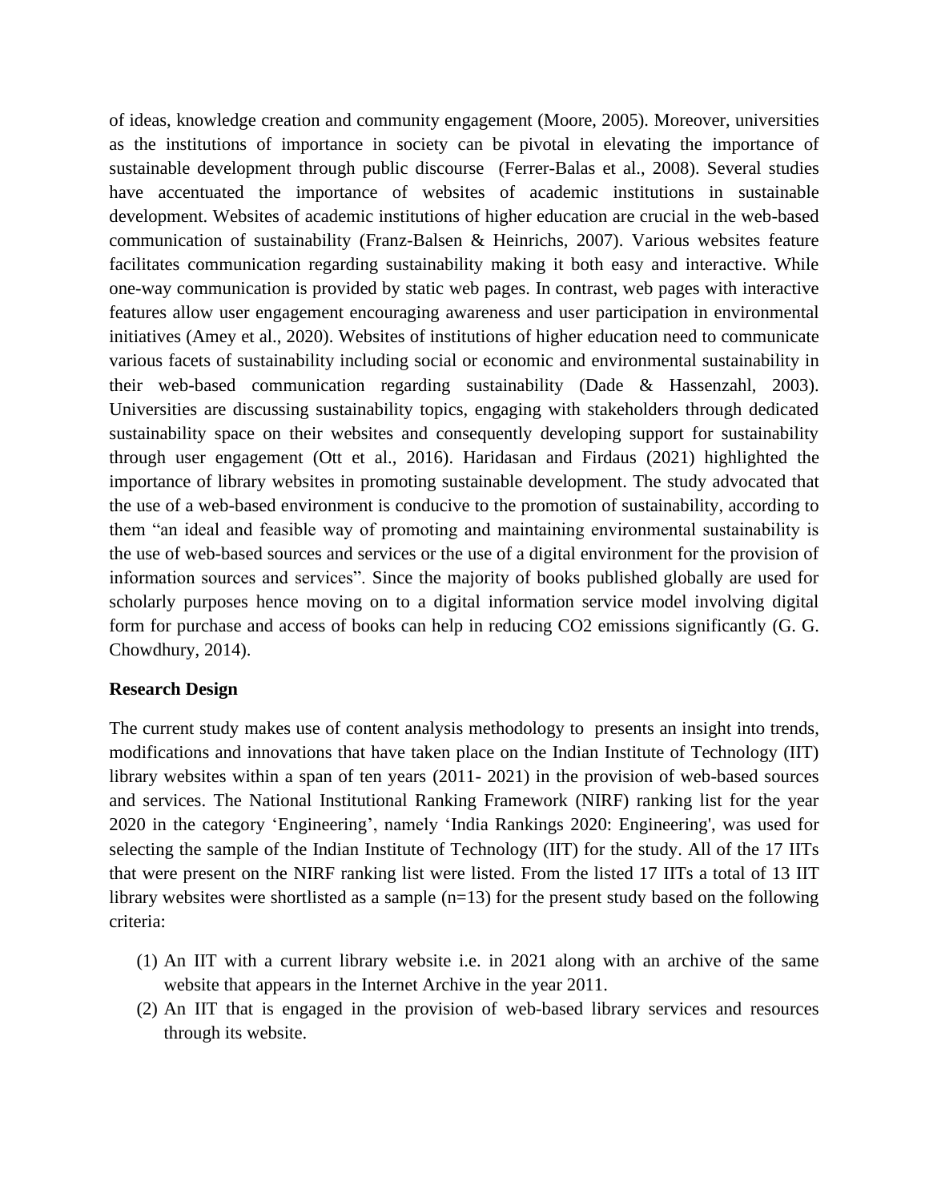of ideas, knowledge creation and community engagement (Moore, 2005). Moreover, universities as the institutions of importance in society can be pivotal in elevating the importance of sustainable development through public discourse (Ferrer-Balas et al., 2008). Several studies have accentuated the importance of websites of academic institutions in sustainable development. Websites of academic institutions of higher education are crucial in the web-based communication of sustainability (Franz-Balsen & Heinrichs, 2007). Various websites feature facilitates communication regarding sustainability making it both easy and interactive. While one-way communication is provided by static web pages. In contrast, web pages with interactive features allow user engagement encouraging awareness and user participation in environmental initiatives (Amey et al., 2020). Websites of institutions of higher education need to communicate various facets of sustainability including social or economic and environmental sustainability in their web-based communication regarding sustainability (Dade & Hassenzahl, 2003). Universities are discussing sustainability topics, engaging with stakeholders through dedicated sustainability space on their websites and consequently developing support for sustainability through user engagement (Ott et al., 2016). Haridasan and Firdaus (2021) highlighted the importance of library websites in promoting sustainable development. The study advocated that the use of a web-based environment is conducive to the promotion of sustainability, according to them "an ideal and feasible way of promoting and maintaining environmental sustainability is the use of web-based sources and services or the use of a digital environment for the provision of information sources and services". Since the majority of books published globally are used for scholarly purposes hence moving on to a digital information service model involving digital form for purchase and access of books can help in reducing $CO_2$ emissions significantly (G. G. Chowdhury, 2014).

**Research Design**

The current study makes use of content analysis methodology to presents an insight into trends, modifications and innovations that have taken place on the Indian Institute of Technology (IIT) library websites within a span of ten years (2011- 2021) in the provision of web-based sources and services. The National Institutional Ranking Framework (NIRF) ranking list for the year 2020 in the category 'Engineering', namely 'India Rankings 2020: Engineering', was used for selecting the sample of the Indian Institute of Technology (IIT) for the study. All of the 17 IITs that were present on the NIRF ranking list were listed. From the listed 17 IITs a total of 13 IIT library websites were shortlisted as a sample (n=13) for the present study based on the following criteria:

(1) An IIT with a current library website i.e. in 2021 along with an archive of the same website that appears in the Internet Archive in the year 2011.
(2) An IIT that is engaged in the provision of web-based library services and resources through its website.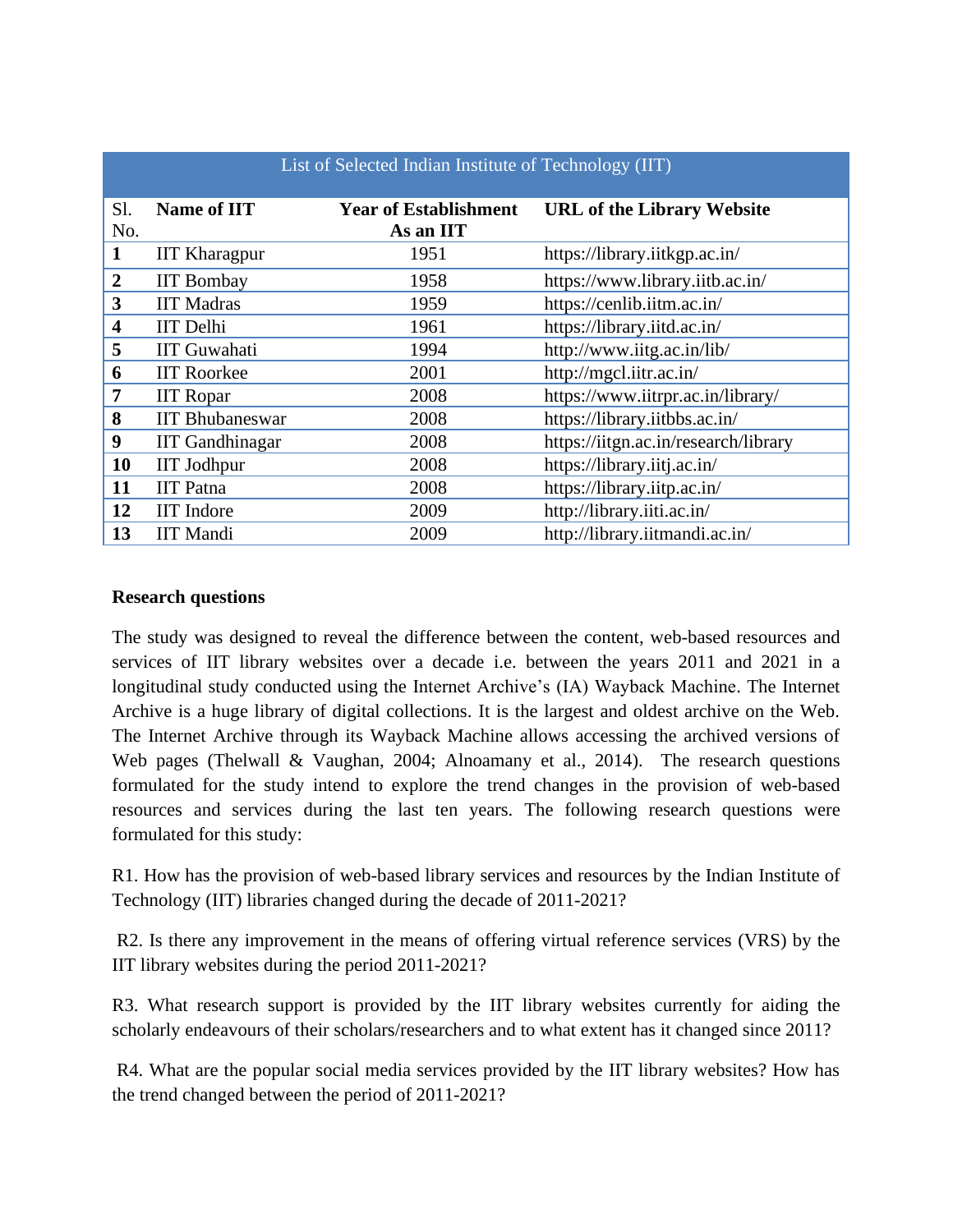| List of Selected Indian Institute of Technology (IIT) | | | |
|---|---|---|---|
| **Sl. No.** | **Name of IIT** | **Year of Establishment As an IIT** | **URL of the Library Website** |
| **1** | IIT Kharagpur | 1951 | https://library.iitkgp.ac.in/ |
| **2** | IIT Bombay | 1958 | https://www.library.iitb.ac.in/ |
| **3** | IIT Madras | 1959 | https://cenlib.iitm.ac.in/ |
| **4** | IIT Delhi | 1961 | https://library.iitd.ac.in/ |
| **5** | IIT Guwahati | 1994 | http://www.iitg.ac.in/lib/ |
| **6** | IIT Roorkee | 2001 | http://mgcl.iitr.ac.in/ |
| **7** | IIT Ropar | 2008 | https://www.iitrpr.ac.in/library/ |
| **8** | IIT Bhubaneswar | 2008 | https://library.iitbbs.ac.in/ |
| **9** | IIT Gandhinagar | 2008 | https://iitgn.ac.in/research/library |
| **10** | IIT Jodhpur | 2008 | https://library.iitj.ac.in/ |
| **11** | IIT Patna | 2008 | https://library.iitp.ac.in/ |
| **12** | IIT Indore | 2009 | http://library.iiti.ac.in/ |
| **13** | IIT Mandi | 2009 | http://library.iitmandi.ac.in/ |

**Research questions**

The study was designed to reveal the difference between the content, web-based resources and services of IIT library websites over a decade i.e. between the years 2011 and 2021 in a longitudinal study conducted using the Internet Archive's (IA) Wayback Machine. The Internet Archive is a huge library of digital collections. It is the largest and oldest archive on the Web. The Internet Archive through its Wayback Machine allows accessing the archived versions of Web pages (Thelwall & Vaughan, 2004; Alnoamany et al., 2014). The research questions formulated for the study intend to explore the trend changes in the provision of web-based resources and services during the last ten years. The following research questions were formulated for this study:

R1. How has the provision of web-based library services and resources by the Indian Institute of Technology (IIT) libraries changed during the decade of 2011-2021?

R2. Is there any improvement in the means of offering virtual reference services (VRS) by the IIT library websites during the period 2011-2021?

R3. What research support is provided by the IIT library websites currently for aiding the scholarly endeavours of their scholars/researchers and to what extent has it changed since 2011?

R4. What are the popular social media services provided by the IIT library websites? How has the trend changed between the period of 2011-2021?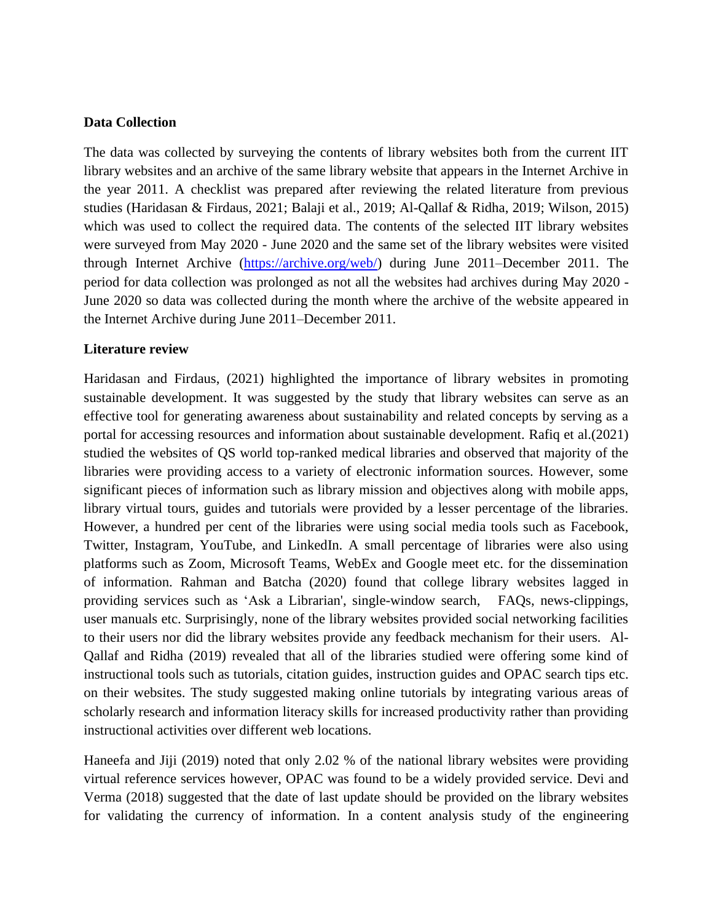### Data Collection

The data was collected by surveying the contents of library websites both from the current IIT library websites and an archive of the same library website that appears in the Internet Archive in the year 2011. A checklist was prepared after reviewing the related literature from previous studies (Haridasan & Firdaus, 2021; Balaji et al., 2019; Al-Qallaf & Ridha, 2019; Wilson, 2015) which was used to collect the required data. The contents of the selected IIT library websites were surveyed from May 2020 - June 2020 and the same set of the library websites were visited through Internet Archive (https://archive.org/web/) during June 2011–December 2011. The period for data collection was prolonged as not all the websites had archives during May 2020 - June 2020 so data was collected during the month where the archive of the website appeared in the Internet Archive during June 2011–December 2011.

### Literature review

Haridasan and Firdaus, (2021) highlighted the importance of library websites in promoting sustainable development. It was suggested by the study that library websites can serve as an effective tool for generating awareness about sustainability and related concepts by serving as a portal for accessing resources and information about sustainable development. Rafiq et al.(2021) studied the websites of QS world top-ranked medical libraries and observed that majority of the libraries were providing access to a variety of electronic information sources. However, some significant pieces of information such as library mission and objectives along with mobile apps, library virtual tours, guides and tutorials were provided by a lesser percentage of the libraries. However, a hundred per cent of the libraries were using social media tools such as Facebook, Twitter, Instagram, YouTube, and LinkedIn. A small percentage of libraries were also using platforms such as Zoom, Microsoft Teams, WebEx and Google meet etc. for the dissemination of information. Rahman and Batcha (2020) found that college library websites lagged in providing services such as 'Ask a Librarian', single-window search, FAQs, news-clippings, user manuals etc. Surprisingly, none of the library websites provided social networking facilities to their users nor did the library websites provide any feedback mechanism for their users. Al-Qallaf and Ridha (2019) revealed that all of the libraries studied were offering some kind of instructional tools such as tutorials, citation guides, instruction guides and OPAC search tips etc. on their websites. The study suggested making online tutorials by integrating various areas of scholarly research and information literacy skills for increased productivity rather than providing instructional activities over different web locations.

Haneefa and Jiji (2019) noted that only 2.02 % of the national library websites were providing virtual reference services however, OPAC was found to be a widely provided service. Devi and Verma (2018) suggested that the date of last update should be provided on the library websites for validating the currency of information. In a content analysis study of the engineering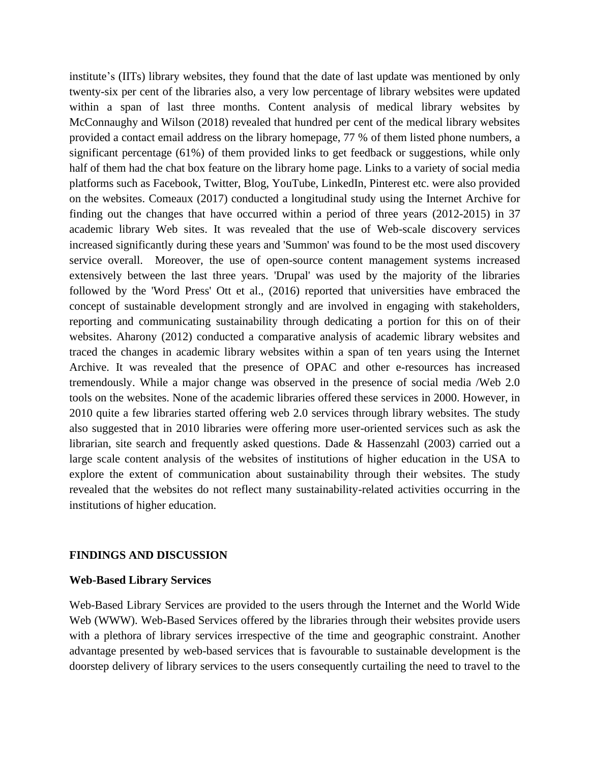institute's (IITs) library websites, they found that the date of last update was mentioned by only twenty-six per cent of the libraries also, a very low percentage of library websites were updated within a span of last three months. Content analysis of medical library websites by McConnaughy and Wilson (2018) revealed that hundred per cent of the medical library websites provided a contact email address on the library homepage, 77 % of them listed phone numbers, a significant percentage (61%) of them provided links to get feedback or suggestions, while only half of them had the chat box feature on the library home page. Links to a variety of social media platforms such as Facebook, Twitter, Blog, YouTube, LinkedIn, Pinterest etc. were also provided on the websites. Comeaux (2017) conducted a longitudinal study using the Internet Archive for finding out the changes that have occurred within a period of three years (2012-2015) in 37 academic library Web sites. It was revealed that the use of Web-scale discovery services increased significantly during these years and 'Summon' was found to be the most used discovery service overall. Moreover, the use of open-source content management systems increased extensively between the last three years. 'Drupal' was used by the majority of the libraries followed by the 'Word Press' Ott et al., (2016) reported that universities have embraced the concept of sustainable development strongly and are involved in engaging with stakeholders, reporting and communicating sustainability through dedicating a portion for this on of their websites. Aharony (2012) conducted a comparative analysis of academic library websites and traced the changes in academic library websites within a span of ten years using the Internet Archive. It was revealed that the presence of OPAC and other e-resources has increased tremendously. While a major change was observed in the presence of social media /Web 2.0 tools on the websites. None of the academic libraries offered these services in 2000. However, in 2010 quite a few libraries started offering web 2.0 services through library websites. The study also suggested that in 2010 libraries were offering more user-oriented services such as ask the librarian, site search and frequently asked questions. Dade & Hassenzahl (2003) carried out a large scale content analysis of the websites of institutions of higher education in the USA to explore the extent of communication about sustainability through their websites. The study revealed that the websites do not reflect many sustainability-related activities occurring in the institutions of higher education.

## FINDINGS AND DISCUSSION

### Web-Based Library Services

Web-Based Library Services are provided to the users through the Internet and the World Wide Web (WWW). Web-Based Services offered by the libraries through their websites provide users with a plethora of library services irrespective of the time and geographic constraint. Another advantage presented by web-based services that is favourable to sustainable development is the doorstep delivery of library services to the users consequently curtailing the need to travel to the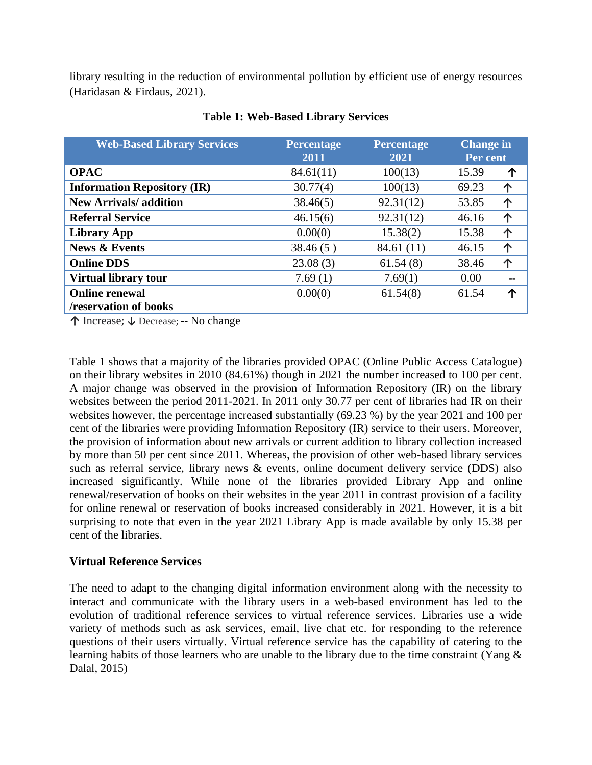library resulting in the reduction of environmental pollution by efficient use of energy resources (Haridasan & Firdaus, 2021).

**Table 1: Web-Based Library Services**

| Web-Based Library Services | Percentage 2011 | Percentage 2021 | Change in Per cent | |
|---|---|---|---|---|
| **OPAC** | 84.61(11) | 100(13) | 15.39 | ↑ |
| **Information Repository (IR)** | 30.77(4) | 100(13) | 69.23 | ↑ |
| **New Arrivals/ addition** | 38.46(5) | 92.31(12) | 53.85 | ↑ |
| **Referral Service** | 46.15(6) | 92.31(12) | 46.16 | ↑ |
| **Library App** | 0.00(0) | 15.38(2) | 15.38 | ↑ |
| **News & Events** | 38.46 (5 ) | 84.61 (11) | 46.15 | ↑ |
| **Online DDS** | 23.08 (3) | 61.54 (8) | 38.46 | ↑ |
| **Virtual library tour** | 7.69 (1) | 7.69(1) | 0.00 | -- |
| **Online renewal /reservation of books** | 0.00(0) | 61.54(8) | 61.54 | ↑ |

↑ Increase; ↓ Decrease; -- No change

Table 1 shows that a majority of the libraries provided OPAC (Online Public Access Catalogue) on their library websites in 2010 (84.61%) though in 2021 the number increased to 100 per cent. A major change was observed in the provision of Information Repository (IR) on the library websites between the period 2011-2021. In 2011 only 30.77 per cent of libraries had IR on their websites however, the percentage increased substantially (69.23 %) by the year 2021 and 100 per cent of the libraries were providing Information Repository (IR) service to their users. Moreover, the provision of information about new arrivals or current addition to library collection increased by more than 50 per cent since 2011. Whereas, the provision of other web-based library services such as referral service, library news & events, online document delivery service (DDS) also increased significantly. While none of the libraries provided Library App and online renewal/reservation of books on their websites in the year 2011 in contrast provision of a facility for online renewal or reservation of books increased considerably in 2021. However, it is a bit surprising to note that even in the year 2021 Library App is made available by only 15.38 per cent of the libraries.

### Virtual Reference Services

The need to adapt to the changing digital information environment along with the necessity to interact and communicate with the library users in a web-based environment has led to the evolution of traditional reference services to virtual reference services. Libraries use a wide variety of methods such as ask services, email, live chat etc. for responding to the reference questions of their users virtually. Virtual reference service has the capability of catering to the learning habits of those learners who are unable to the library due to the time constraint (Yang & Dalal, 2015)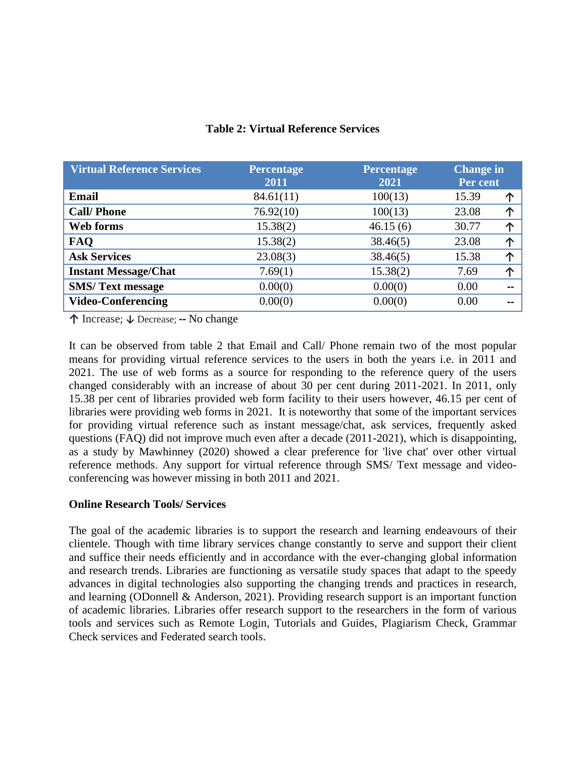**Table 2: Virtual Reference Services**

| Virtual Reference Services | Percentage 2011 | Percentage 2021 | Change in Per cent | |
|---|---|---|---|---|
| **Email** | 84.61(11) | 100(13) | 15.39 | ↑ |
| **Call/ Phone** | 76.92(10) | 100(13) | 23.08 | ↑ |
| **Web forms** | 15.38(2) | 46.15 (6) | 30.77 | ↑ |
| **FAQ** | 15.38(2) | 38.46(5) | 23.08 | ↑ |
| **Ask Services** | 23.08(3) | 38.46(5) | 15.38 | ↑ |
| **Instant Message/Chat** | 7.69(1) | 15.38(2) | 7.69 | ↑ |
| **SMS/ Text message** | 0.00(0) | 0.00(0) | 0.00 | -- |
| **Video-Conferencing** | 0.00(0) | 0.00(0) | 0.00 | -- |

↑ Increase; ↓ Decrease; **--** No change

It can be observed from table 2 that Email and Call/ Phone remain two of the most popular means for providing virtual reference services to the users in both the years i.e. in 2011 and 2021. The use of web forms as a source for responding to the reference query of the users changed considerably with an increase of about 30 per cent during 2011-2021. In 2011, only 15.38 per cent of libraries provided web form facility to their users however, 46.15 per cent of libraries were providing web forms in 2021. It is noteworthy that some of the important services for providing virtual reference such as instant message/chat, ask services, frequently asked questions (FAQ) did not improve much even after a decade (2011-2021), which is disappointing, as a study by Mawhinney (2020) showed a clear preference for 'live chat' over other virtual reference methods. Any support for virtual reference through SMS/ Text message and video-conferencing was however missing in both 2011 and 2021.

**Online Research Tools/ Services**

The goal of the academic libraries is to support the research and learning endeavours of their clientele. Though with time library services change constantly to serve and support their client and suffice their needs efficiently and in accordance with the ever-changing global information and research trends. Libraries are functioning as versatile study spaces that adapt to the speedy advances in digital technologies also supporting the changing trends and practices in research, and learning (ODonnell & Anderson, 2021). Providing research support is an important function of academic libraries. Libraries offer research support to the researchers in the form of various tools and services such as Remote Login, Tutorials and Guides, Plagiarism Check, Grammar Check services and Federated search tools.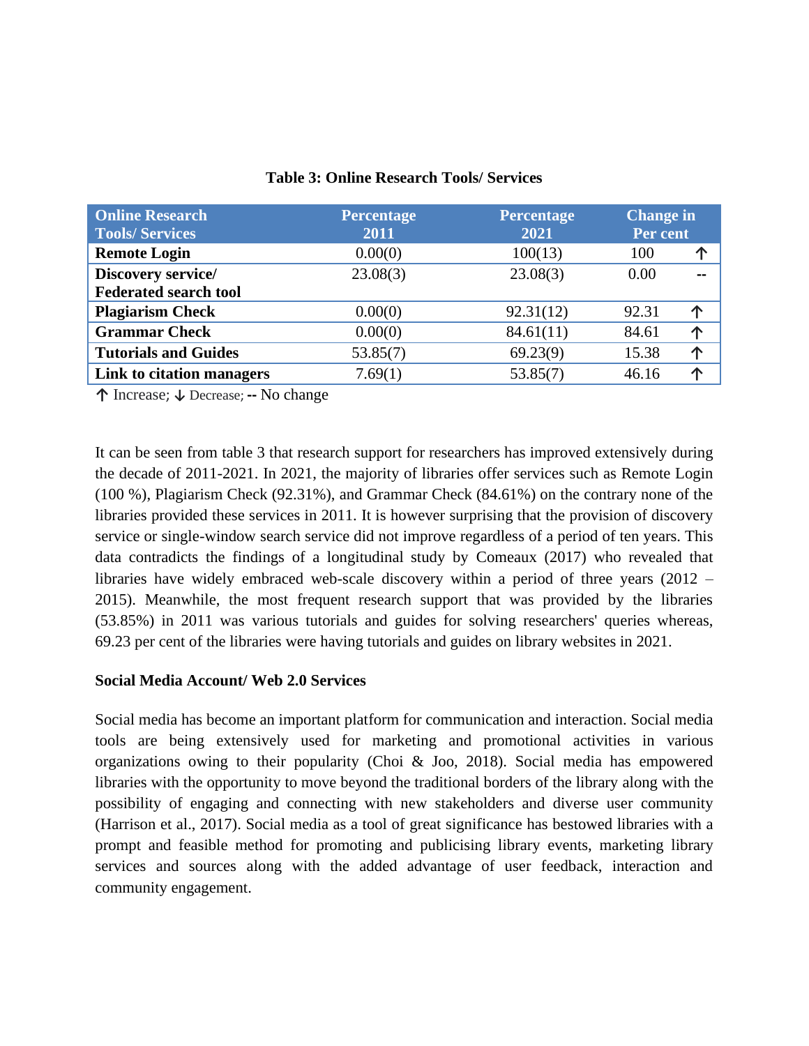**Table 3: Online Research Tools/ Services**

| Online Research Tools/ Services | Percentage 2011 | Percentage 2021 | Change in Per cent | |
|---|---|---|---|---|
| **Remote Login** | 0.00(0) | 100(13) | 100 | ↑ |
| **Discovery service/ Federated search tool** | 23.08(3) | 23.08(3) | 0.00 | -- |
| **Plagiarism Check** | 0.00(0) | 92.31(12) | 92.31 | ↑ |
| **Grammar Check** | 0.00(0) | 84.61(11) | 84.61 | ↑ |
| **Tutorials and Guides** | 53.85(7) | 69.23(9) | 15.38 | ↑ |
| **Link to citation managers** | 7.69(1) | 53.85(7) | 46.16 | ↑ |

↑ Increase; ↓ Decrease; **--** No change

It can be seen from table 3 that research support for researchers has improved extensively during the decade of 2011-2021. In 2021, the majority of libraries offer services such as Remote Login (100 %), Plagiarism Check (92.31%), and Grammar Check (84.61%) on the contrary none of the libraries provided these services in 2011. It is however surprising that the provision of discovery service or single-window search service did not improve regardless of a period of ten years. This data contradicts the findings of a longitudinal study by Comeaux (2017) who revealed that libraries have widely embraced web-scale discovery within a period of three years (2012 – 2015). Meanwhile, the most frequent research support that was provided by the libraries (53.85%) in 2011 was various tutorials and guides for solving researchers' queries whereas, 69.23 per cent of the libraries were having tutorials and guides on library websites in 2021.

**Social Media Account/ Web 2.0 Services**

Social media has become an important platform for communication and interaction. Social media tools are being extensively used for marketing and promotional activities in various organizations owing to their popularity (Choi & Joo, 2018). Social media has empowered libraries with the opportunity to move beyond the traditional borders of the library along with the possibility of engaging and connecting with new stakeholders and diverse user community (Harrison et al., 2017). Social media as a tool of great significance has bestowed libraries with a prompt and feasible method for promoting and publicising library events, marketing library services and sources along with the added advantage of user feedback, interaction and community engagement.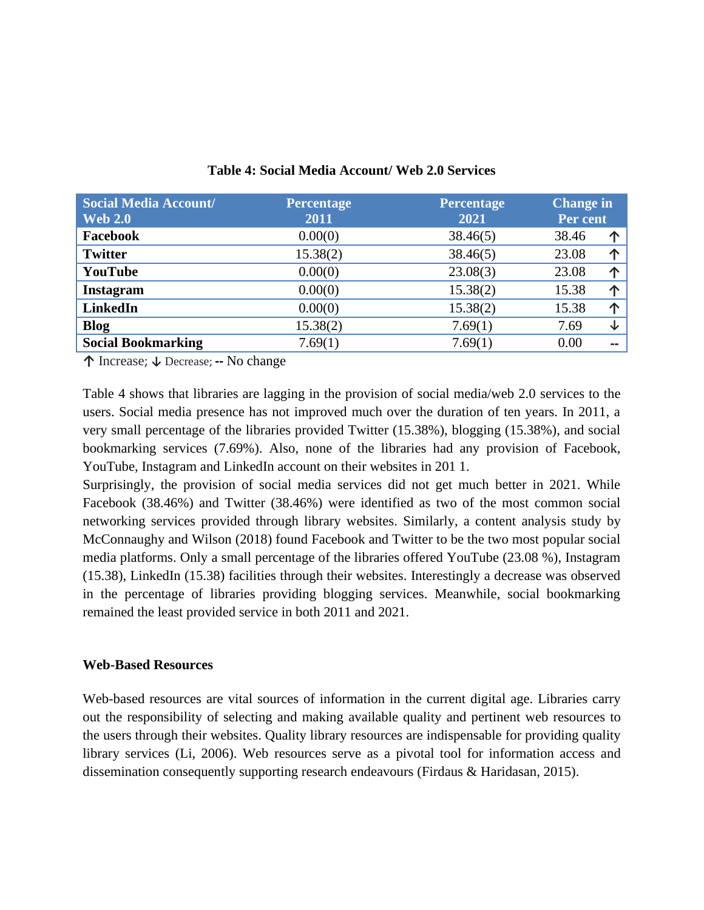**Table 4: Social Media Account/ Web 2.0 Services**

| Social Media Account/ Web 2.0 | Percentage 2011 | Percentage 2021 | Change in Per cent |
|---|---|---|---|
| **Facebook** | 0.00(0) | 38.46(5) | 38.46 ↑ |
| **Twitter** | 15.38(2) | 38.46(5) | 23.08 ↑ |
| **YouTube** | 0.00(0) | 23.08(3) | 23.08 ↑ |
| **Instagram** | 0.00(0) | 15.38(2) | 15.38 ↑ |
| **LinkedIn** | 0.00(0) | 15.38(2) | 15.38 ↑ |
| **Blog** | 15.38(2) | 7.69(1) | 7.69 ↓ |
| **Social Bookmarking** | 7.69(1) | 7.69(1) | 0.00 -- |

↑ Increase; ↓ Decrease; **--** No change

Table 4 shows that libraries are lagging in the provision of social media/web 2.0 services to the users. Social media presence has not improved much over the duration of ten years. In 2011, a very small percentage of the libraries provided Twitter (15.38%), blogging (15.38%), and social bookmarking services (7.69%). Also, none of the libraries had any provision of Facebook, YouTube, Instagram and LinkedIn account on their websites in 201 1.

Surprisingly, the provision of social media services did not get much better in 2021. While Facebook (38.46%) and Twitter (38.46%) were identified as two of the most common social networking services provided through library websites. Similarly, a content analysis study by McConnaughy and Wilson (2018) found Facebook and Twitter to be the two most popular social media platforms. Only a small percentage of the libraries offered YouTube (23.08 %), Instagram (15.38), LinkedIn (15.38) facilities through their websites. Interestingly a decrease was observed in the percentage of libraries providing blogging services. Meanwhile, social bookmarking remained the least provided service in both 2011 and 2021.

**Web-Based Resources**

Web-based resources are vital sources of information in the current digital age. Libraries carry out the responsibility of selecting and making available quality and pertinent web resources to the users through their websites. Quality library resources are indispensable for providing quality library services (Li, 2006). Web resources serve as a pivotal tool for information access and dissemination consequently supporting research endeavours (Firdaus & Haridasan, 2015).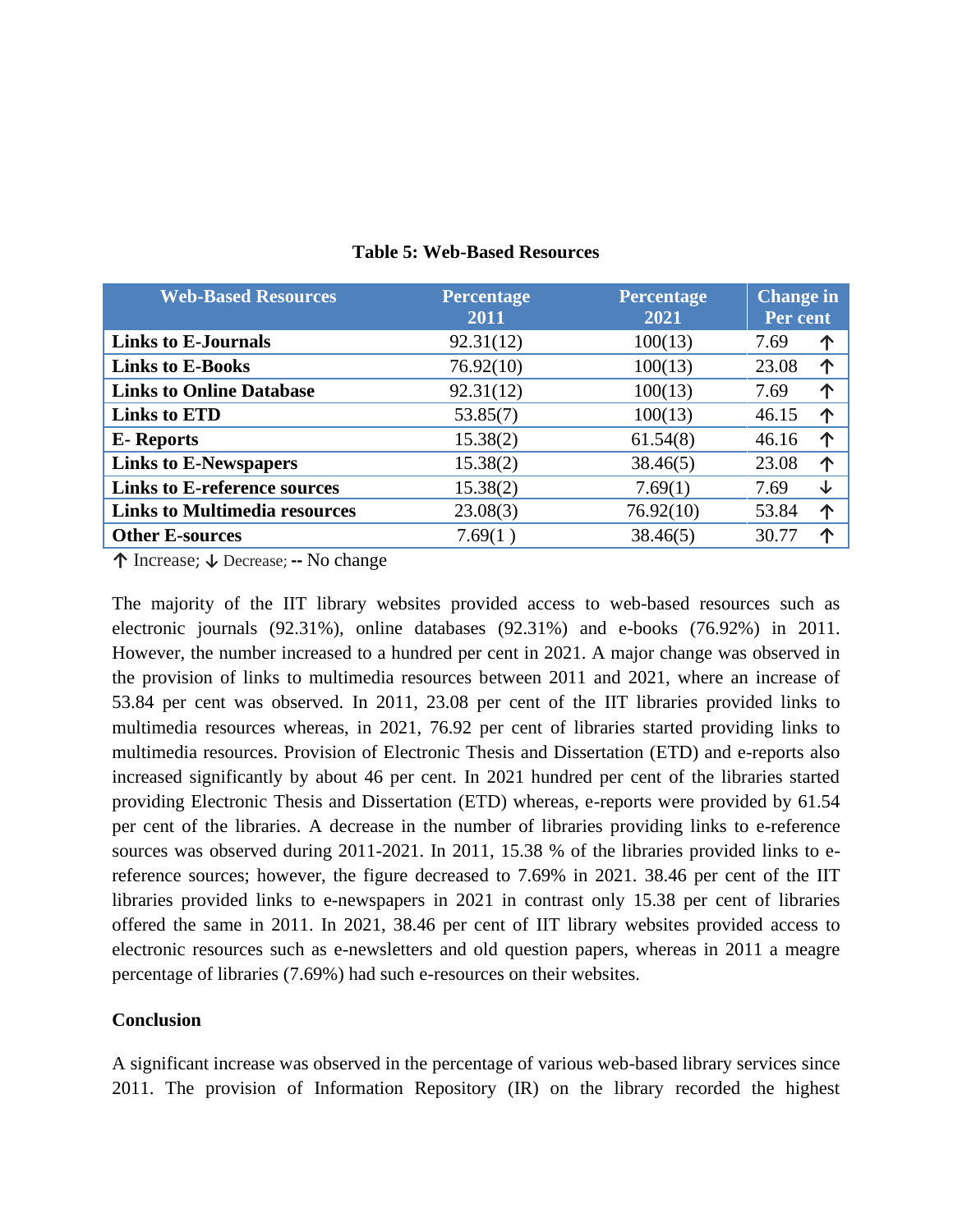**Table 5: Web-Based Resources**

| Web-Based Resources | Percentage 2011 | Percentage 2021 | Change in Per cent |
|---|---|---|---|
| **Links to E-Journals** | 92.31(12) | 100(13) | 7.69 ↑ |
| **Links to E-Books** | 76.92(10) | 100(13) | 23.08 ↑ |
| **Links to Online Database** | 92.31(12) | 100(13) | 7.69 ↑ |
| **Links to ETD** | 53.85(7) | 100(13) | 46.15 ↑ |
| **E- Reports** | 15.38(2) | 61.54(8) | 46.16 ↑ |
| **Links to E-Newspapers** | 15.38(2) | 38.46(5) | 23.08 ↑ |
| **Links to E-reference sources** | 15.38(2) | 7.69(1) | 7.69 ↓ |
| **Links to Multimedia resources** | 23.08(3) | 76.92(10) | 53.84 ↑ |
| **Other E-sources** | 7.69(1 ) | 38.46(5) | 30.77 ↑ |

↑ Increase; ↓ Decrease; **--** No change

The majority of the IIT library websites provided access to web-based resources such as electronic journals (92.31%), online databases (92.31%) and e-books (76.92%) in 2011. However, the number increased to a hundred per cent in 2021. A major change was observed in the provision of links to multimedia resources between 2011 and 2021, where an increase of 53.84 per cent was observed. In 2011, 23.08 per cent of the IIT libraries provided links to multimedia resources whereas, in 2021, 76.92 per cent of libraries started providing links to multimedia resources. Provision of Electronic Thesis and Dissertation (ETD) and e-reports also increased significantly by about 46 per cent. In 2021 hundred per cent of the libraries started providing Electronic Thesis and Dissertation (ETD) whereas, e-reports were provided by 61.54 per cent of the libraries. A decrease in the number of libraries providing links to e-reference sources was observed during 2011-2021. In 2011, 15.38 % of the libraries provided links to e-reference sources; however, the figure decreased to 7.69% in 2021. 38.46 per cent of the IIT libraries provided links to e-newspapers in 2021 in contrast only 15.38 per cent of libraries offered the same in 2011. In 2021, 38.46 per cent of IIT library websites provided access to electronic resources such as e-newsletters and old question papers, whereas in 2011 a meagre percentage of libraries (7.69%) had such e-resources on their websites.

## Conclusion

A significant increase was observed in the percentage of various web-based library services since 2011. The provision of Information Repository (IR) on the library recorded the highest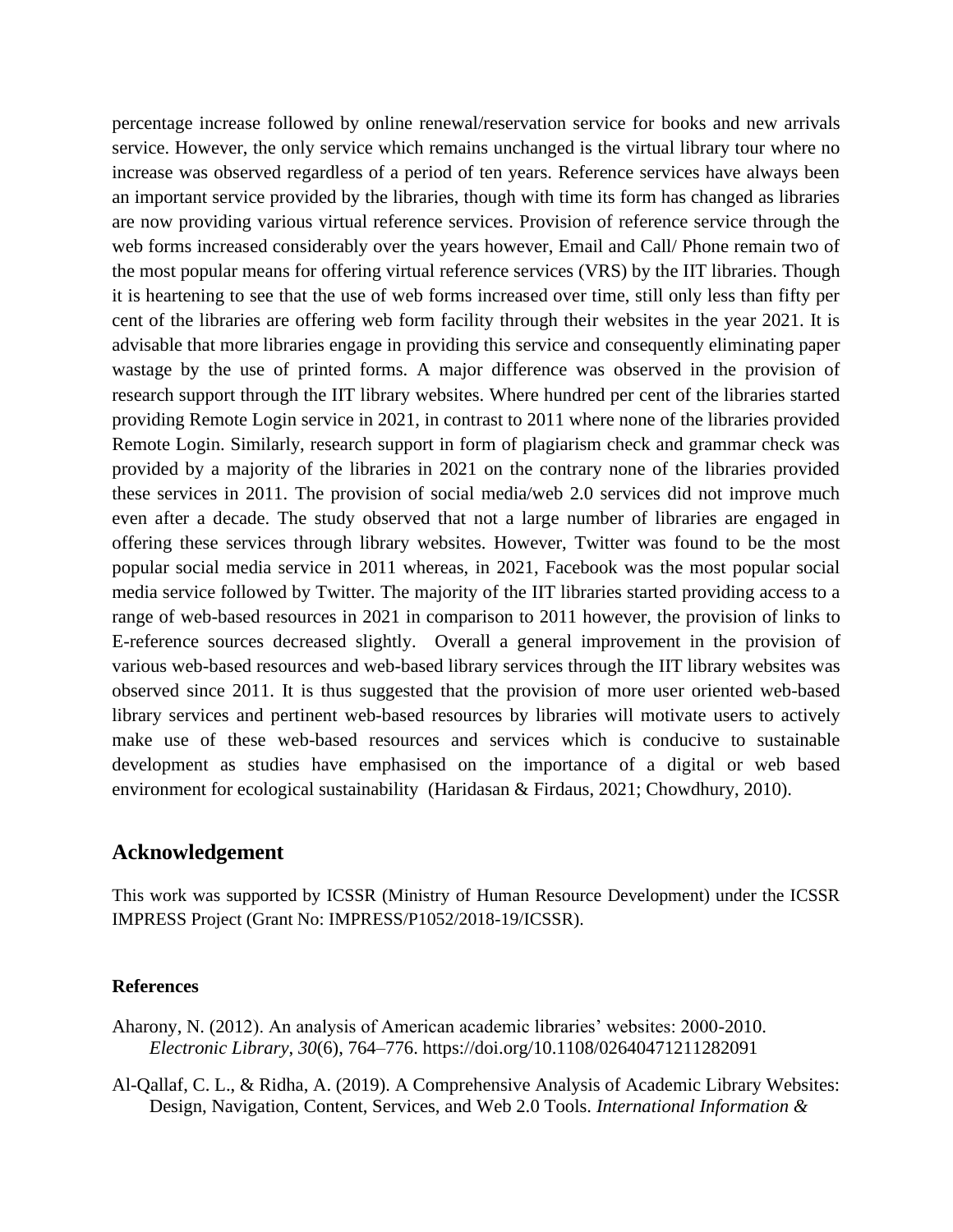percentage increase followed by online renewal/reservation service for books and new arrivals service. However, the only service which remains unchanged is the virtual library tour where no increase was observed regardless of a period of ten years. Reference services have always been an important service provided by the libraries, though with time its form has changed as libraries are now providing various virtual reference services. Provision of reference service through the web forms increased considerably over the years however, Email and Call/ Phone remain two of the most popular means for offering virtual reference services (VRS) by the IIT libraries. Though it is heartening to see that the use of web forms increased over time, still only less than fifty per cent of the libraries are offering web form facility through their websites in the year 2021. It is advisable that more libraries engage in providing this service and consequently eliminating paper wastage by the use of printed forms. A major difference was observed in the provision of research support through the IIT library websites. Where hundred per cent of the libraries started providing Remote Login service in 2021, in contrast to 2011 where none of the libraries provided Remote Login. Similarly, research support in form of plagiarism check and grammar check was provided by a majority of the libraries in 2021 on the contrary none of the libraries provided these services in 2011. The provision of social media/web 2.0 services did not improve much even after a decade. The study observed that not a large number of libraries are engaged in offering these services through library websites. However, Twitter was found to be the most popular social media service in 2011 whereas, in 2021, Facebook was the most popular social media service followed by Twitter. The majority of the IIT libraries started providing access to a range of web-based resources in 2021 in comparison to 2011 however, the provision of links to E-reference sources decreased slightly. Overall a general improvement in the provision of various web-based resources and web-based library services through the IIT library websites was observed since 2011. It is thus suggested that the provision of more user oriented web-based library services and pertinent web-based resources by libraries will motivate users to actively make use of these web-based resources and services which is conducive to sustainable development as studies have emphasised on the importance of a digital or web based environment for ecological sustainability (Haridasan & Firdaus, 2021; Chowdhury, 2010).

## Acknowledgement

This work was supported by ICSSR (Ministry of Human Resource Development) under the ICSSR IMPRESS Project (Grant No: IMPRESS/P1052/2018-19/ICSSR).

### References

Aharony, N. (2012). An analysis of American academic libraries' websites: 2000-2010. *Electronic Library*, *30*(6), 764–776. https://doi.org/10.1108/02640471211282091

Al-Qallaf, C. L., & Ridha, A. (2019). A Comprehensive Analysis of Academic Library Websites: Design, Navigation, Content, Services, and Web 2.0 Tools. *International Information &*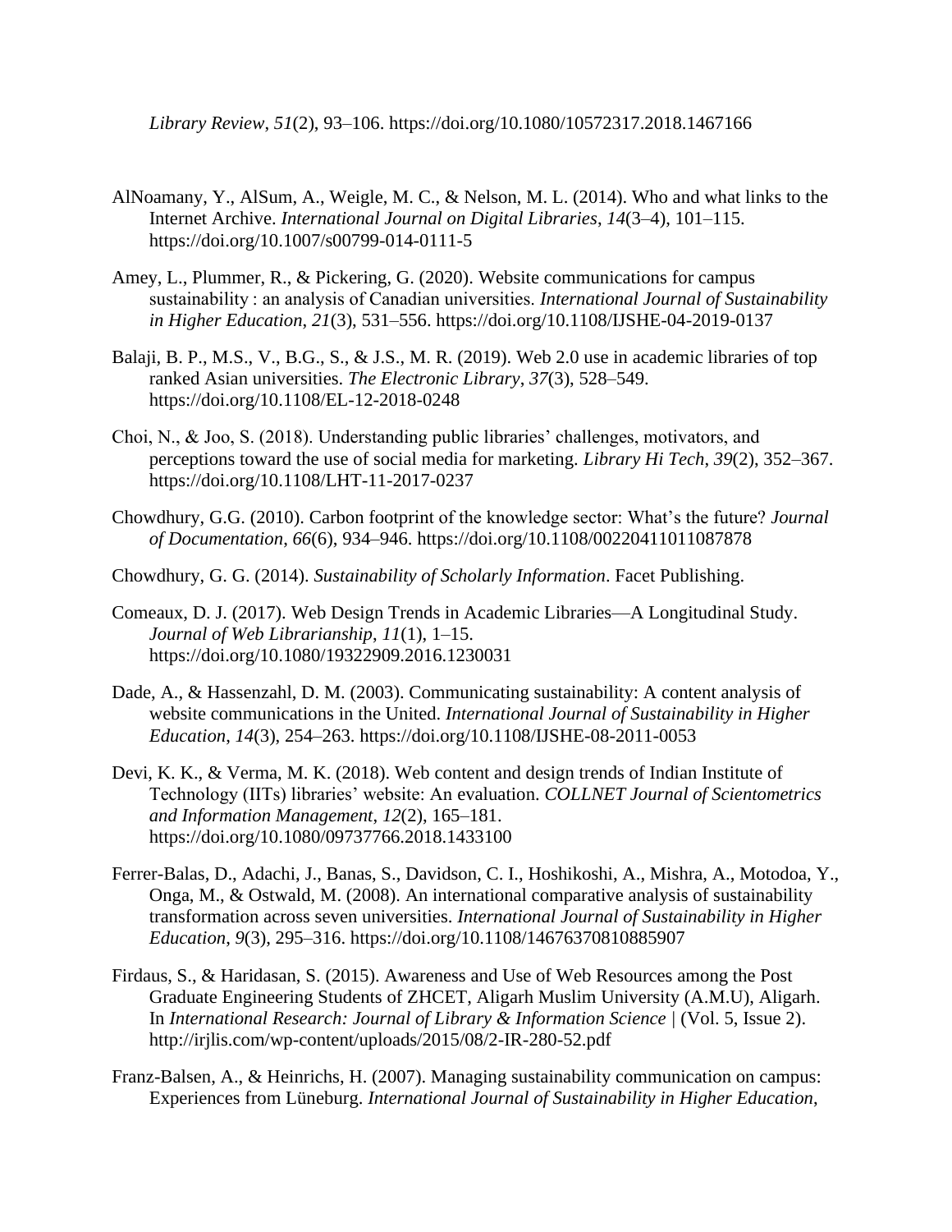*Library Review*, *51*(2), 93–106. https://doi.org/10.1080/10572317.2018.1467166

AlNoamany, Y., AlSum, A., Weigle, M. C., & Nelson, M. L. (2014). Who and what links to the Internet Archive. *International Journal on Digital Libraries*, *14*(3–4), 101–115. https://doi.org/10.1007/s00799-014-0111-5

Amey, L., Plummer, R., & Pickering, G. (2020). Website communications for campus sustainability : an analysis of Canadian universities. *International Journal of Sustainability in Higher Education*, *21*(3), 531–556. https://doi.org/10.1108/IJSHE-04-2019-0137

Balaji, B. P., M.S., V., B.G., S., & J.S., M. R. (2019). Web 2.0 use in academic libraries of top ranked Asian universities. *The Electronic Library*, *37*(3), 528–549. https://doi.org/10.1108/EL-12-2018-0248

Choi, N., & Joo, S. (2018). Understanding public libraries' challenges, motivators, and perceptions toward the use of social media for marketing. *Library Hi Tech*, *39*(2), 352–367. https://doi.org/10.1108/LHT-11-2017-0237

Chowdhury, G.G. (2010). Carbon footprint of the knowledge sector: What's the future? *Journal of Documentation*, *66*(6), 934–946. https://doi.org/10.1108/00220411011087878

Chowdhury, G. G. (2014). *Sustainability of Scholarly Information*. Facet Publishing.

Comeaux, D. J. (2017). Web Design Trends in Academic Libraries—A Longitudinal Study. *Journal of Web Librarianship*, *11*(1), 1–15. https://doi.org/10.1080/19322909.2016.1230031

Dade, A., & Hassenzahl, D. M. (2003). Communicating sustainability: A content analysis of website communications in the United. *International Journal of Sustainability in Higher Education*, *14*(3), 254–263. https://doi.org/10.1108/IJSHE-08-2011-0053

Devi, K. K., & Verma, M. K. (2018). Web content and design trends of Indian Institute of Technology (IITs) libraries' website: An evaluation. *COLLNET Journal of Scientometrics and Information Management*, *12*(2), 165–181. https://doi.org/10.1080/09737766.2018.1433100

Ferrer-Balas, D., Adachi, J., Banas, S., Davidson, C. I., Hoshikoshi, A., Mishra, A., Motodoa, Y., Onga, M., & Ostwald, M. (2008). An international comparative analysis of sustainability transformation across seven universities. *International Journal of Sustainability in Higher Education*, *9*(3), 295–316. https://doi.org/10.1108/14676370810885907

Firdaus, S., & Haridasan, S. (2015). Awareness and Use of Web Resources among the Post Graduate Engineering Students of ZHCET, Aligarh Muslim University (A.M.U), Aligarh. In *International Research: Journal of Library & Information Science* | (Vol. 5, Issue 2). http://irjlis.com/wp-content/uploads/2015/08/2-IR-280-52.pdf

Franz-Balsen, A., & Heinrichs, H. (2007). Managing sustainability communication on campus: Experiences from Lüneburg. *International Journal of Sustainability in Higher Education*,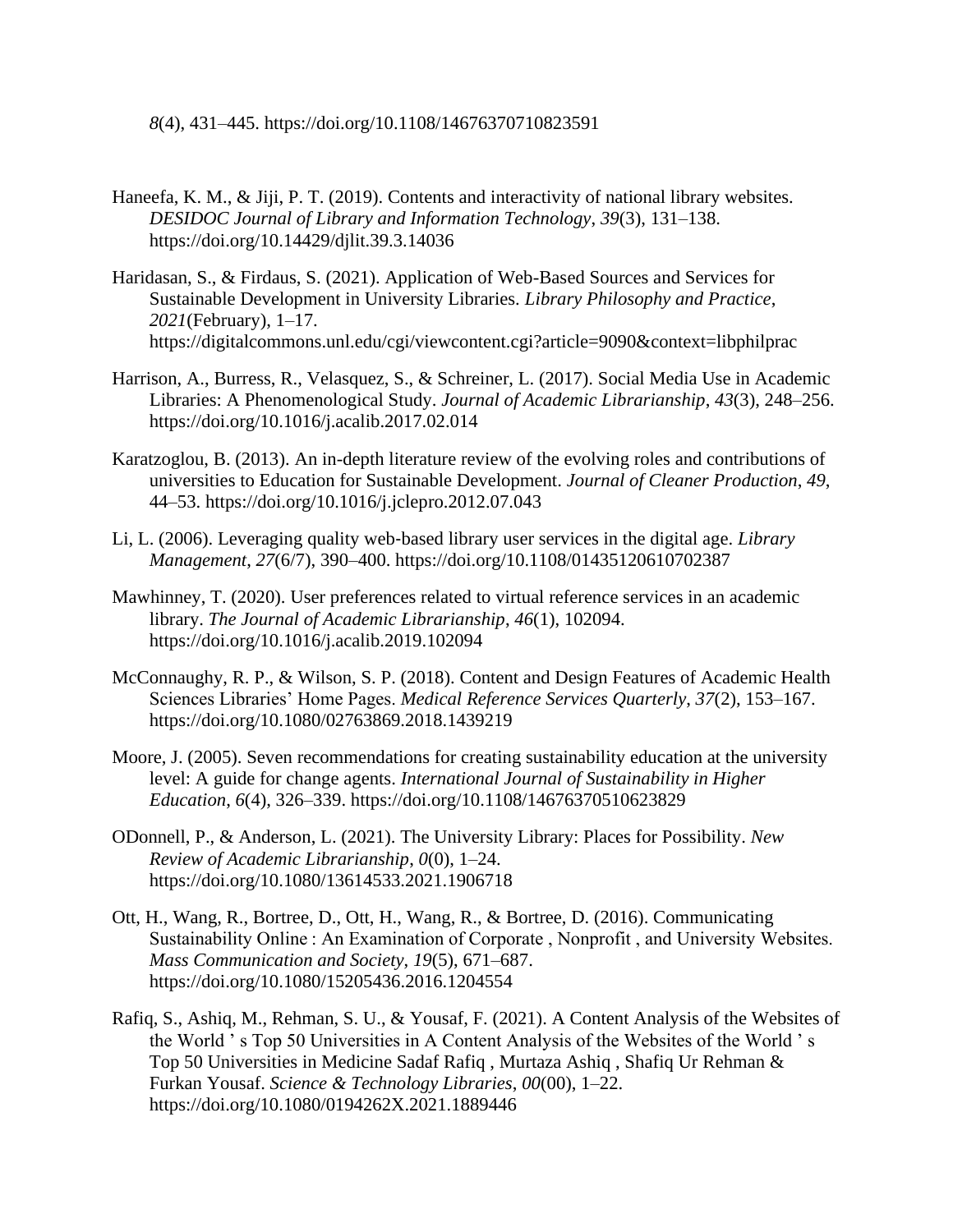*8*(4), 431–445. https://doi.org/10.1108/14676370710823591

Haneefa, K. M., & Jiji, P. T. (2019). Contents and interactivity of national library websites. *DESIDOC Journal of Library and Information Technology*, *39*(3), 131–138. https://doi.org/10.14429/djlit.39.3.14036

Haridasan, S., & Firdaus, S. (2021). Application of Web-Based Sources and Services for Sustainable Development in University Libraries. *Library Philosophy and Practice*, *2021*(February), 1–17. https://digitalcommons.unl.edu/cgi/viewcontent.cgi?article=9090&context=libphilprac

Harrison, A., Burress, R., Velasquez, S., & Schreiner, L. (2017). Social Media Use in Academic Libraries: A Phenomenological Study. *Journal of Academic Librarianship*, *43*(3), 248–256. https://doi.org/10.1016/j.acalib.2017.02.014

Karatzoglou, B. (2013). An in-depth literature review of the evolving roles and contributions of universities to Education for Sustainable Development. *Journal of Cleaner Production*, *49*, 44–53. https://doi.org/10.1016/j.jclepro.2012.07.043

Li, L. (2006). Leveraging quality web-based library user services in the digital age. *Library Management*, *27*(6/7), 390–400. https://doi.org/10.1108/01435120610702387

Mawhinney, T. (2020). User preferences related to virtual reference services in an academic library. *The Journal of Academic Librarianship*, *46*(1), 102094. https://doi.org/10.1016/j.acalib.2019.102094

McConnaughy, R. P., & Wilson, S. P. (2018). Content and Design Features of Academic Health Sciences Libraries' Home Pages. *Medical Reference Services Quarterly*, *37*(2), 153–167. https://doi.org/10.1080/02763869.2018.1439219

Moore, J. (2005). Seven recommendations for creating sustainability education at the university level: A guide for change agents. *International Journal of Sustainability in Higher Education*, *6*(4), 326–339. https://doi.org/10.1108/14676370510623829

ODonnell, P., & Anderson, L. (2021). The University Library: Places for Possibility. *New Review of Academic Librarianship*, *0*(0), 1–24. https://doi.org/10.1080/13614533.2021.1906718

Ott, H., Wang, R., Bortree, D., Ott, H., Wang, R., & Bortree, D. (2016). Communicating Sustainability Online : An Examination of Corporate , Nonprofit , and University Websites. *Mass Communication and Society*, *19*(5), 671–687. https://doi.org/10.1080/15205436.2016.1204554

Rafiq, S., Ashiq, M., Rehman, S. U., & Yousaf, F. (2021). A Content Analysis of the Websites of the World ' s Top 50 Universities in A Content Analysis of the Websites of the World ' s Top 50 Universities in Medicine Sadaf Rafiq , Murtaza Ashiq , Shafiq Ur Rehman & Furkan Yousaf. *Science & Technology Libraries*, *00*(00), 1–22. https://doi.org/10.1080/0194262X.2021.1889446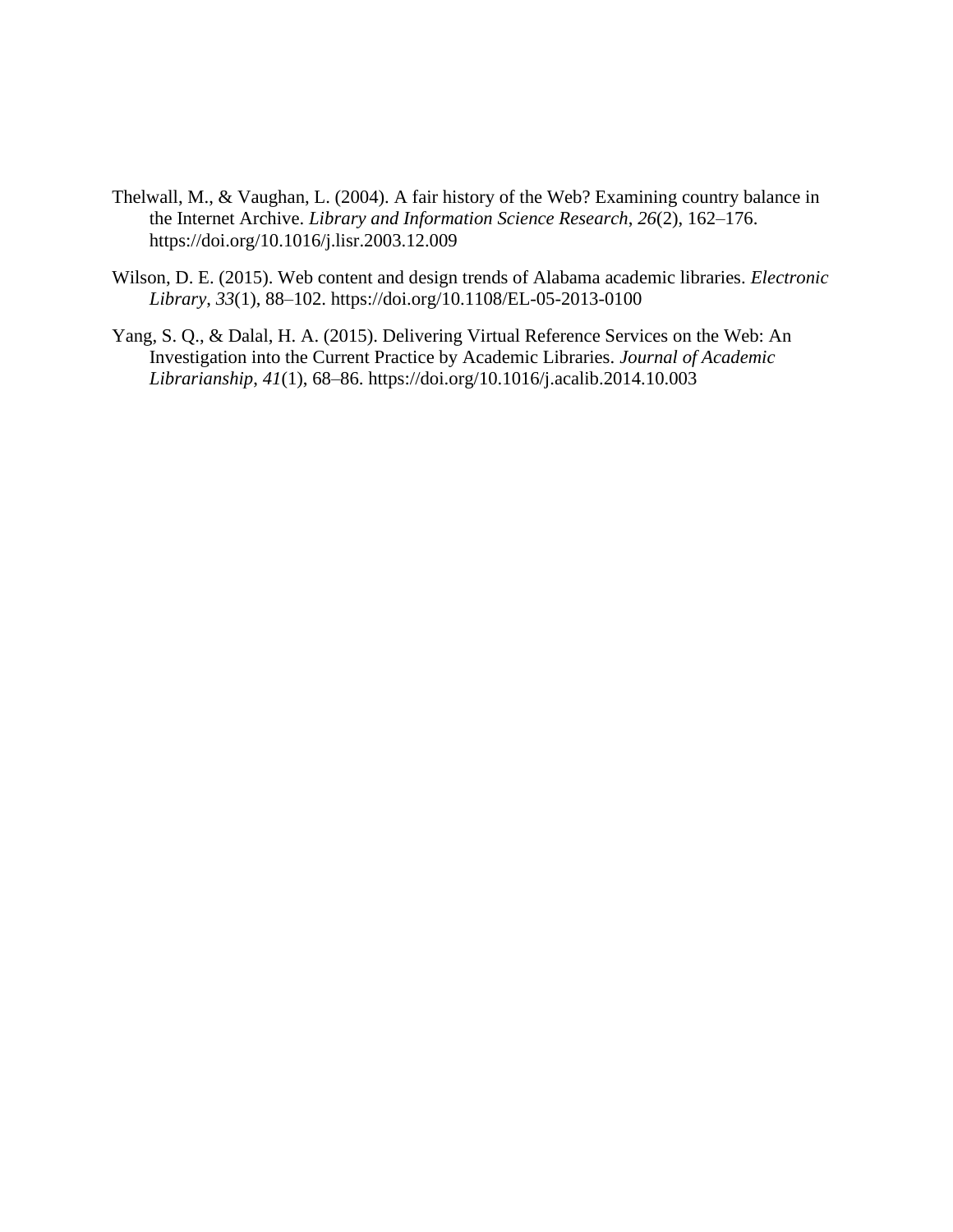Thelwall, M., & Vaughan, L. (2004). A fair history of the Web? Examining country balance in the Internet Archive. *Library and Information Science Research*, *26*(2), 162–176. https://doi.org/10.1016/j.lisr.2003.12.009

Wilson, D. E. (2015). Web content and design trends of Alabama academic libraries. *Electronic Library*, *33*(1), 88–102. https://doi.org/10.1108/EL-05-2013-0100

Yang, S. Q., & Dalal, H. A. (2015). Delivering Virtual Reference Services on the Web: An Investigation into the Current Practice by Academic Libraries. *Journal of Academic Librarianship*, *41*(1), 68–86. https://doi.org/10.1016/j.acalib.2014.10.003